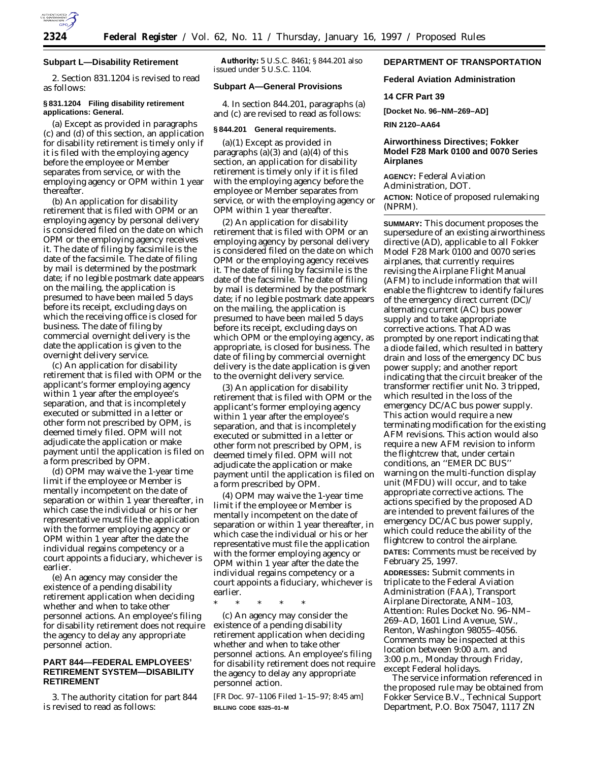## Subpart L—Disability Retirement

2. Section 831.1204 is revised to read as follows:

### § 831.1204 Filing disability retirement applications: General.

(a) Except as provided in paragraphs (c) and (d) of this section, an application for disability retirement is timely only if it is filed with the employing agency before the employee or Member separates from service, or with the employing agency or OPM within 1 year thereafter.

(b) An application for disability retirement that is filed with OPM or an employing agency by personal delivery is considered filed on the date on which OPM or the employing agency receives it. The date of filing by facsimile is the date of the facsimile. The date of filing by mail is determined by the postmark date; if no legible postmark date appears on the mailing, the application is presumed to have been mailed 5 days before its receipt, excluding days on which the receiving office is closed for business. The date of filing by commercial overnight delivery is the date the application is given to the overnight delivery service.

(c) An application for disability retirement that is filed with OPM or the applicant's former employing agency within 1 year after the employee's separation, and that is incompletely executed or submitted in a letter or other form not prescribed by OPM, is deemed timely filed. OPM will not adjudicate the application or make payment until the application is filed on a form prescribed by OPM.

(d) OPM may waive the 1-year time limit if the employee or Member is mentally incompetent on the date of separation or within 1 year thereafter, in which case the individual or his or her representative must file the application with the former employing agency or OPM within 1 year after the date the individual regains competency or a court appoints a fiduciary, whichever is earlier.

(e) An agency may consider the existence of a pending disability retirement application when deciding whether and when to take other personnel actions. An employee's filing for disability retirement does not require the agency to delay any appropriate personnel action.

## PART 844—FEDERAL EMPLOYEES' RETIREMENT SYSTEM—DISABILITY RETIREMENT

3. The authority citation for part 844 is revised to read as follows:

**Authority:** 5 U.S.C. 8461; § 844.201 also issued under 5 U.S.C. 1104.

## Subpart A—General Provisions

4. In section 844.201, paragraphs (a) and (c) are revised to read as follows:

### § 844.201 General requirements.

(a)(1) Except as provided in paragraphs (a)(3) and (a)(4) of this section, an application for disability retirement is timely only if it is filed with the employing agency before the employee or Member separates from service, or with the employing agency or OPM within 1 year thereafter.

(2) An application for disability retirement that is filed with OPM or an employing agency by personal delivery is considered filed on the date on which OPM or the employing agency receives it. The date of filing by facsimile is the date of the facsimile. The date of filing by mail is determined by the postmark date; if no legible postmark date appears on the mailing, the application is presumed to have been mailed 5 days before its receipt, excluding days on which OPM or the employing agency, as appropriate, is closed for business. The date of filing by commercial overnight delivery is the date application is given to the overnight delivery service.

(3) An application for disability retirement that is filed with OPM or the applicant's former employing agency within 1 year after the employee's separation, and that is incompletely executed or submitted in a letter or other form not prescribed by OPM, is deemed timely filed. OPM will not adjudicate the application or make payment until the application is filed on a form prescribed by OPM.

(4) OPM may waive the 1-year time limit if the employee or Member is mentally incompetent on the date of separation or within 1 year thereafter, in which case the individual or his or her representative must file the application with the former employing agency or OPM within 1 year after the date the individual regains competency or a court appoints a fiduciary, whichever is earlier.

\* \* \* \* \*

(c) An agency may consider the existence of a pending disability retirement application when deciding whether and when to take other personnel actions. An employee's filing for disability retirement does not require the agency to delay any appropriate personnel action.

[FR Doc. 97–1106 Filed 1–15–97; 8:45 am]

**BILLING CODE 6325–01–M**

## DEPARTMENT OF TRANSPORTATION

## Federal Aviation Administration

## 14 CFR Part 39

**[Docket No. 96–NM–269–AD]**

**RIN 2120–AA64**

## Airworthiness Directives; Fokker Model F28 Mark 0100 and 0070 Series Airplanes

**AGENCY:** Federal Aviation Administration, DOT.

**ACTION:** Notice of proposed rulemaking (NPRM).

**SUMMARY:** This document proposes the supersedure of an existing airworthiness directive (AD), applicable to all Fokker Model F28 Mark 0100 and 0070 series airplanes, that currently requires revising the Airplane Flight Manual (AFM) to include information that will enable the flightcrew to identify failures of the emergency direct current (DC)/alternating current (AC) bus power supply and to take appropriate corrective actions. That AD was prompted by one report indicating that a diode failed, which resulted in battery drain and loss of the emergency DC bus power supply; and another report indicating that the circuit breaker of the transformer rectifier unit No. 3 tripped, which resulted in the loss of the emergency DC/AC bus power supply. This action would require a new terminating modification for the existing AFM revisions. This action would also require a new AFM revision to inform the flightcrew that, under certain conditions, an ''EMER DC BUS'' warning on the multi-function display unit (MFDU) will occur, and to take appropriate corrective actions. The actions specified by the proposed AD are intended to prevent failures of the emergency DC/AC bus power supply, which could reduce the ability of the flightcrew to control the airplane.

**DATES:** Comments must be received by February 25, 1997.

**ADDRESSES:** Submit comments in triplicate to the Federal Aviation Administration (FAA), Transport Airplane Directorate, ANM–103, Attention: Rules Docket No. 96–NM–269–AD, 1601 Lind Avenue, SW., Renton, Washington 98055–4056. Comments may be inspected at this location between 9:00 a.m. and 3:00 p.m., Monday through Friday, except Federal holidays.

The service information referenced in the proposed rule may be obtained from Fokker Service B.V., Technical Support Department, P.O. Box 75047, 1117 ZN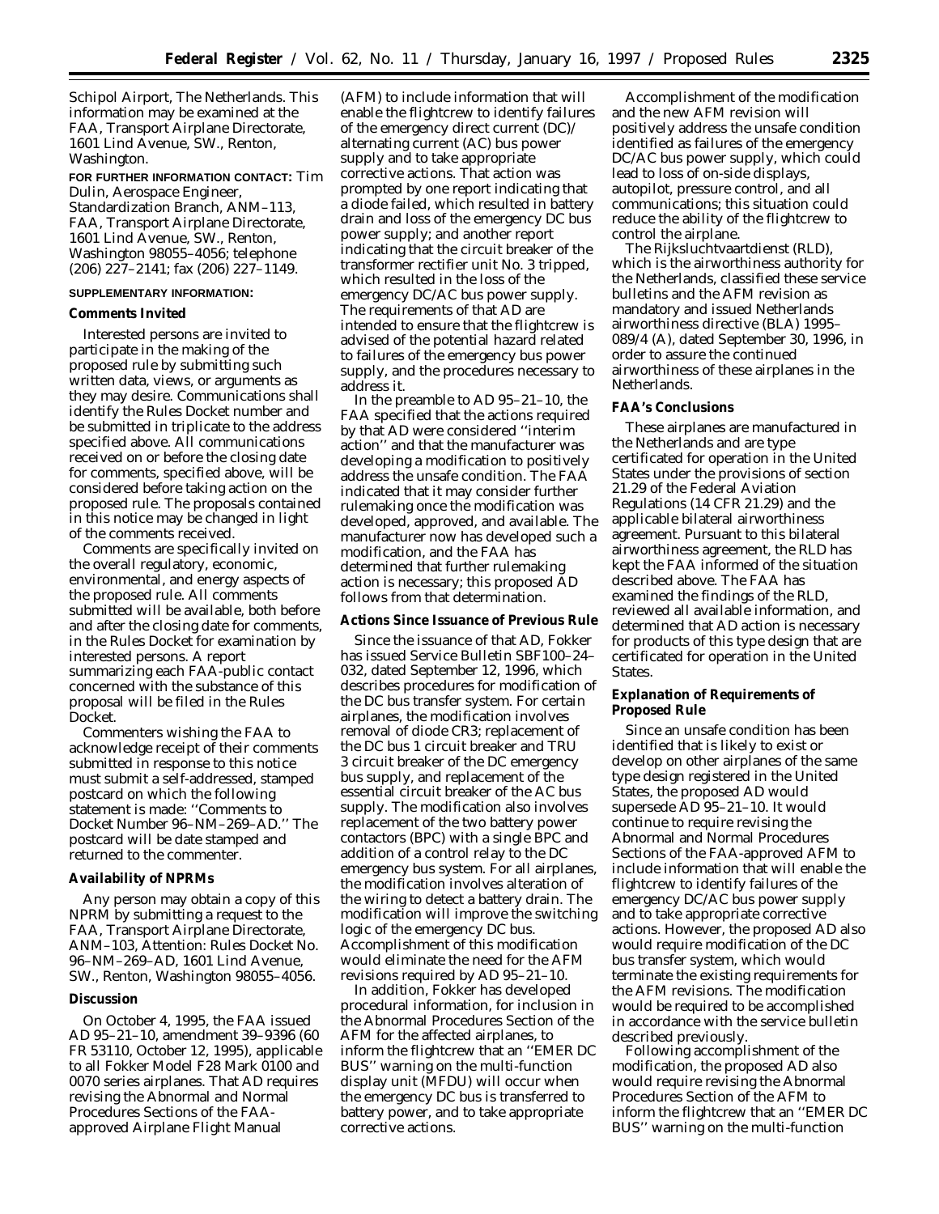Schipol Airport, The Netherlands. This information may be examined at the FAA, Transport Airplane Directorate, 1601 Lind Avenue, SW., Renton, Washington.

**FOR FURTHER INFORMATION CONTACT:** Tim Dulin, Aerospace Engineer, Standardization Branch, ANM–113, FAA, Transport Airplane Directorate, 1601 Lind Avenue, SW., Renton, Washington 98055–4056; telephone (206) 227–2141; fax (206) 227–1149.

**SUPPLEMENTARY INFORMATION:**

**Comments Invited**

Interested persons are invited to participate in the making of the proposed rule by submitting such written data, views, or arguments as they may desire. Communications shall identify the Rules Docket number and be submitted in triplicate to the address specified above. All communications received on or before the closing date for comments, specified above, will be considered before taking action on the proposed rule. The proposals contained in this notice may be changed in light of the comments received.

Comments are specifically invited on the overall regulatory, economic, environmental, and energy aspects of the proposed rule. All comments submitted will be available, both before and after the closing date for comments, in the Rules Docket for examination by interested persons. A report summarizing each FAA-public contact concerned with the substance of this proposal will be filed in the Rules Docket.

Commenters wishing the FAA to acknowledge receipt of their comments submitted in response to this notice must submit a self-addressed, stamped postcard on which the following statement is made: ''Comments to Docket Number 96–NM–269–AD.'' The postcard will be date stamped and returned to the commenter.

**Availability of NPRMs**

Any person may obtain a copy of this NPRM by submitting a request to the FAA, Transport Airplane Directorate, ANM–103, Attention: Rules Docket No. 96–NM–269–AD, 1601 Lind Avenue, SW., Renton, Washington 98055–4056.

**Discussion**

On October 4, 1995, the FAA issued AD 95–21–10, amendment 39–9396 (60 FR 53110, October 12, 1995), applicable to all Fokker Model F28 Mark 0100 and 0070 series airplanes. That AD requires revising the Abnormal and Normal Procedures Sections of the FAA-approved Airplane Flight Manual (AFM) to include information that will enable the flightcrew to identify failures of the emergency direct current (DC)/alternating current (AC) bus power supply and to take appropriate corrective actions. That action was prompted by one report indicating that a diode failed, which resulted in battery drain and loss of the emergency DC bus power supply; and another report indicating that the circuit breaker of the transformer rectifier unit No. 3 tripped, which resulted in the loss of the emergency DC/AC bus power supply. The requirements of that AD are intended to ensure that the flightcrew is advised of the potential hazard related to failures of the emergency bus power supply, and the procedures necessary to address it.

In the preamble to AD 95–21–10, the FAA specified that the actions required by that AD were considered ''interim action'' and that the manufacturer was developing a modification to positively address the unsafe condition. The FAA indicated that it may consider further rulemaking once the modification was developed, approved, and available. The manufacturer now has developed such a modification, and the FAA has determined that further rulemaking action is necessary; this proposed AD follows from that determination.

**Actions Since Issuance of Previous Rule**

Since the issuance of that AD, Fokker has issued Service Bulletin SBF100–24–032, dated September 12, 1996, which describes procedures for modification of the DC bus transfer system. For certain airplanes, the modification involves removal of diode CR3; replacement of the DC bus 1 circuit breaker and TRU 3 circuit breaker of the DC emergency bus supply, and replacement of the essential circuit breaker of the AC bus supply. The modification also involves replacement of the two battery power contactors (BPC) with a single BPC and addition of a control relay to the DC emergency bus system. For all airplanes, the modification involves alteration of the wiring to detect a battery drain. The modification will improve the switching logic of the emergency DC bus. Accomplishment of this modification would eliminate the need for the AFM revisions required by AD 95–21–10.

In addition, Fokker has developed procedural information, for inclusion in the Abnormal Procedures Section of the AFM for the affected airplanes, to inform the flightcrew that an ''EMER DC BUS'' warning on the multi-function display unit (MFDU) will occur when the emergency DC bus is transferred to battery power, and to take appropriate corrective actions.

Accomplishment of the modification and the new AFM revision will positively address the unsafe condition identified as failures of the emergency DC/AC bus power supply, which could lead to loss of on-side displays, autopilot, pressure control, and all communications; this situation could reduce the ability of the flightcrew to control the airplane.

The Rijksluchtvaartdienst (RLD), which is the airworthiness authority for the Netherlands, classified these service bulletins and the AFM revision as mandatory and issued Netherlands airworthiness directive (BLA) 1995–089/4 (A), dated September 30, 1996, in order to assure the continued airworthiness of these airplanes in the Netherlands.

**FAA's Conclusions**

These airplanes are manufactured in the Netherlands and are type certificated for operation in the United States under the provisions of section 21.29 of the Federal Aviation Regulations (14 CFR 21.29) and the applicable bilateral airworthiness agreement. Pursuant to this bilateral airworthiness agreement, the RLD has kept the FAA informed of the situation described above. The FAA has examined the findings of the RLD, reviewed all available information, and determined that AD action is necessary for products of this type design that are certificated for operation in the United States.

**Explanation of Requirements of Proposed Rule**

Since an unsafe condition has been identified that is likely to exist or develop on other airplanes of the same type design registered in the United States, the proposed AD would supersede AD 95–21–10. It would continue to require revising the Abnormal and Normal Procedures Sections of the FAA-approved AFM to include information that will enable the flightcrew to identify failures of the emergency DC/AC bus power supply and to take appropriate corrective actions. However, the proposed AD also would require modification of the DC bus transfer system, which would terminate the existing requirements for the AFM revisions. The modification would be required to be accomplished in accordance with the service bulletin described previously.

Following accomplishment of the modification, the proposed AD also would require revising the Abnormal Procedures Section of the AFM to inform the flightcrew that an ''EMER DC BUS'' warning on the multi-function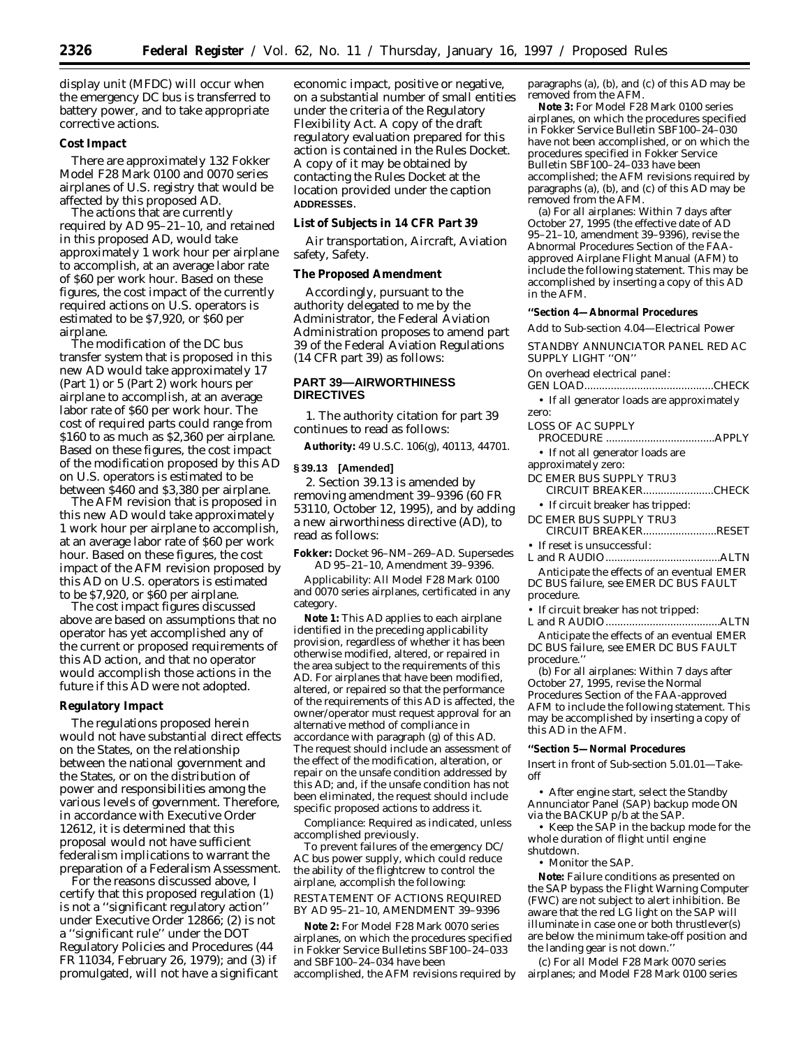display unit (MFDC) will occur when the emergency DC bus is transferred to battery power, and to take appropriate corrective actions.

**Cost Impact**

There are approximately 132 Fokker Model F28 Mark 0100 and 0070 series airplanes of U.S. registry that would be affected by this proposed AD.

The actions that are currently required by AD 95–21–10, and retained in this proposed AD, would take approximately 1 work hour per airplane to accomplish, at an average labor rate of $60 per work hour. Based on these figures, the cost impact of the currently required actions on U.S. operators is estimated to be $7,920, or $60 per airplane.

The modification of the DC bus transfer system that is proposed in this new AD would take approximately 17 (Part 1) or 5 (Part 2) work hours per airplane to accomplish, at an average labor rate of $60 per work hour. The cost of required parts could range from $160 to as much as $2,360 per airplane. Based on these figures, the cost impact of the modification proposed by this AD on U.S. operators is estimated to be between $460 and $3,380 per airplane.

The AFM revision that is proposed in this new AD would take approximately 1 work hour per airplane to accomplish, at an average labor rate of $60 per work hour. Based on these figures, the cost impact of the AFM revision proposed by this AD on U.S. operators is estimated to be $7,920, or $60 per airplane.

The cost impact figures discussed above are based on assumptions that no operator has yet accomplished any of the current or proposed requirements of this AD action, and that no operator would accomplish those actions in the future if this AD were not adopted.

**Regulatory Impact**

The regulations proposed herein would not have substantial direct effects on the States, on the relationship between the national government and the States, or on the distribution of power and responsibilities among the various levels of government. Therefore, in accordance with Executive Order 12612, it is determined that this proposal would not have sufficient federalism implications to warrant the preparation of a Federalism Assessment.

For the reasons discussed above, I certify that this proposed regulation (1) is not a ''significant regulatory action'' under Executive Order 12866; (2) is not a ''significant rule'' under the DOT Regulatory Policies and Procedures (44 FR 11034, February 26, 1979); and (3) if promulgated, will not have a significant economic impact, positive or negative, on a substantial number of small entities under the criteria of the Regulatory Flexibility Act. A copy of the draft regulatory evaluation prepared for this action is contained in the Rules Docket. A copy of it may be obtained by contacting the Rules Docket at the location provided under the caption **ADDRESSES**.

**List of Subjects in 14 CFR Part 39**

Air transportation, Aircraft, Aviation safety, Safety.

**The Proposed Amendment**

Accordingly, pursuant to the authority delegated to me by the Administrator, the Federal Aviation Administration proposes to amend part 39 of the Federal Aviation Regulations (14 CFR part 39) as follows:

## PART 39—AIRWORTHINESS DIRECTIVES

1. The authority citation for part 39 continues to read as follows:

**Authority:** 49 U.S.C. 106(g), 40113, 44701.

**§ 39.13 [Amended]**

2. Section 39.13 is amended by removing amendment 39–9396 (60 FR 53110, October 12, 1995), and by adding a new airworthiness directive (AD), to read as follows:

**Fokker:** Docket 96–NM–269–AD. Supersedes AD 95–21–10, Amendment 39–9396.

*Applicability:* All Model F28 Mark 0100 and 0070 series airplanes, certificated in any category.

**Note 1:** This AD applies to each airplane identified in the preceding applicability provision, regardless of whether it has been otherwise modified, altered, or repaired in the area subject to the requirements of this AD. For airplanes that have been modified, altered, or repaired so that the performance of the requirements of this AD is affected, the owner/operator must request approval for an alternative method of compliance in accordance with paragraph (g) of this AD. The request should include an assessment of the effect of the modification, alteration, or repair on the unsafe condition addressed by this AD; and, if the unsafe condition has not been eliminated, the request should include specific proposed actions to address it.

*Compliance:* Required as indicated, unless accomplished previously.

To prevent failures of the emergency DC/AC bus power supply, which could reduce the ability of the flightcrew to control the airplane, accomplish the following:

RESTATEMENT OF ACTIONS REQUIRED BY AD 95–21–10, AMENDMENT 39–9396

**Note 2:** For Model F28 Mark 0070 series airplanes, on which the procedures specified in Fokker Service Bulletins SBF100–24–033 and SBF100–24–034 have been accomplished, the AFM revisions required by paragraphs (a), (b), and (c) of this AD may be removed from the AFM.

**Note 3:** For Model F28 Mark 0100 series airplanes, on which the procedures specified in Fokker Service Bulletin SBF100–24–030 have not been accomplished, or on which the procedures specified in Fokker Service Bulletin SBF100–24–033 have been accomplished; the AFM revisions required by paragraphs (a), (b), and (c) of this AD may be removed from the AFM.

(a) For all airplanes: Within 7 days after October 27, 1995 (the effective date of AD 95–21–10, amendment 39–9396), revise the Abnormal Procedures Section of the FAA-approved Airplane Flight Manual (AFM) to include the following statement. This may be accomplished by inserting a copy of this AD in the AFM.

**''Section 4—Abnormal Procedures**

Add to Sub-section 4.04—Electrical Power

STANDBY ANNUNCIATOR PANEL RED AC SUPPLY LIGHT ''ON''

On overhead electrical panel:
GEN LOAD............................................CHECK

• If all generator loads are approximately zero:

LOSS OF AC SUPPLY PROCEDURE .....................................APPLY

• If not all generator loads are approximately zero:

DC EMER BUS SUPPLY TRU3 CIRCUIT BREAKER........................CHECK

• If circuit breaker has tripped:

DC EMER BUS SUPPLY TRU3 CIRCUIT BREAKER.........................RESET

• If reset is unsuccessful:

L and R AUDIO.......................................ALTN

Anticipate the effects of an eventual EMER DC BUS failure, see EMER DC BUS FAULT procedure.

• If circuit breaker has not tripped:

L and R AUDIO.......................................ALTN

Anticipate the effects of an eventual EMER DC BUS failure, see EMER DC BUS FAULT procedure.''

(b) For all airplanes: Within 7 days after October 27, 1995, revise the Normal Procedures Section of the FAA-approved AFM to include the following statement. This may be accomplished by inserting a copy of this AD in the AFM.

**''Section 5—Normal Procedures**

Insert in front of Sub-section 5.01.01—Take-off

• After engine start, select the Standby Annunciator Panel (SAP) backup mode ON via the BACKUP p/b at the SAP.

• Keep the SAP in the backup mode for the whole duration of flight until engine shutdown.

• Monitor the SAP.

**Note:** Failure conditions as presented on the SAP bypass the Flight Warning Computer (FWC) are not subject to alert inhibition. Be aware that the red LG light on the SAP will illuminate in case one or both thrustlever(s) are below the minimum take-off position and the landing gear is not down.''

(c) For all Model F28 Mark 0070 series airplanes; and Model F28 Mark 0100 series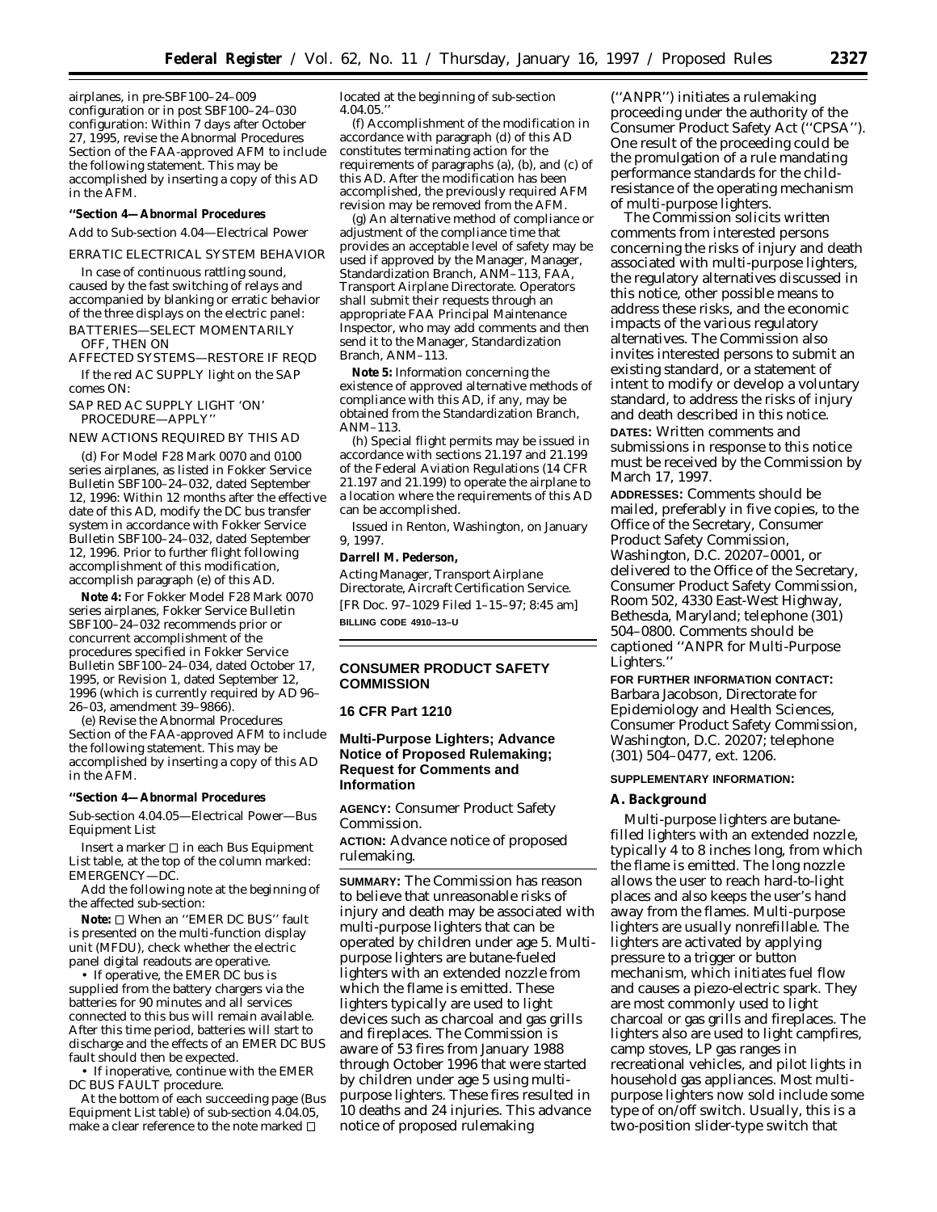airplanes, in pre-SBF100–24–009 configuration or in post SBF100–24–030 configuration: Within 7 days after October 27, 1995, revise the Abnormal Procedures Section of the FAA-approved AFM to include the following statement. This may be accomplished by inserting a copy of this AD in the AFM.

**''Section 4—Abnormal Procedures**

Add to Sub-section 4.04—Electrical Power

ERRATIC ELECTRICAL SYSTEM BEHAVIOR

In case of continuous rattling sound, caused by the fast switching of relays and accompanied by blanking or erratic behavior of the three displays on the electric panel:

BATTERIES—SELECT MOMENTARILY OFF, THEN ON

AFFECTED SYSTEMS—RESTORE IF REQD

If the red AC SUPPLY light on the SAP comes ON:

SAP RED AC SUPPLY LIGHT 'ON' PROCEDURE—APPLY''

NEW ACTIONS REQUIRED BY THIS AD

(d) For Model F28 Mark 0070 and 0100 series airplanes, as listed in Fokker Service Bulletin SBF100–24–032, dated September 12, 1996: Within 12 months after the effective date of this AD, modify the DC bus transfer system in accordance with Fokker Service Bulletin SBF100–24–032, dated September 12, 1996. Prior to further flight following accomplishment of this modification, accomplish paragraph (e) of this AD.

**Note 4:** For Fokker Model F28 Mark 0070 series airplanes, Fokker Service Bulletin SBF100–24–032 recommends prior or concurrent accomplishment of the procedures specified in Fokker Service Bulletin SBF100–24–034, dated October 17, 1995, or Revision 1, dated September 12, 1996 (which is currently required by AD 96–26–03, amendment 39–9866).

(e) Revise the Abnormal Procedures Section of the FAA-approved AFM to include the following statement. This may be accomplished by inserting a copy of this AD in the AFM.

**''Section 4—Abnormal Procedures**

Sub-section 4.04.05—Electrical Power—Bus Equipment List

Insert a marker □ in each Bus Equipment List table, at the top of the column marked: EMERGENCY—DC.

Add the following note at the beginning of the affected sub-section:

**Note:** □ When an ''EMER DC BUS'' fault is presented on the multi-function display unit (MFDU), check whether the electric panel digital readouts are operative.

• If operative, the EMER DC bus is supplied from the battery chargers via the batteries for 90 minutes and all services connected to this bus will remain available. After this time period, batteries will start to discharge and the effects of an EMER DC BUS fault should then be expected.

• If inoperative, continue with the EMER DC BUS FAULT procedure.

At the bottom of each succeeding page (Bus Equipment List table) of sub-section 4.04.05, make a clear reference to the note marked □ located at the beginning of sub-section 4.04.05.''

(f) Accomplishment of the modification in accordance with paragraph (d) of this AD constitutes terminating action for the requirements of paragraphs (a), (b), and (c) of this AD. After the modification has been accomplished, the previously required AFM revision may be removed from the AFM.

(g) An alternative method of compliance or adjustment of the compliance time that provides an acceptable level of safety may be used if approved by the Manager, Manager, Standardization Branch, ANM–113, FAA, Transport Airplane Directorate. Operators shall submit their requests through an appropriate FAA Principal Maintenance Inspector, who may add comments and then send it to the Manager, Standardization Branch, ANM–113.

**Note 5:** Information concerning the existence of approved alternative methods of compliance with this AD, if any, may be obtained from the Standardization Branch, ANM–113.

(h) Special flight permits may be issued in accordance with sections 21.197 and 21.199 of the Federal Aviation Regulations (14 CFR 21.197 and 21.199) to operate the airplane to a location where the requirements of this AD can be accomplished.

Issued in Renton, Washington, on January 9, 1997.

**Darrell M. Pederson,**

*Acting Manager, Transport Airplane Directorate, Aircraft Certification Service.*

[FR Doc. 97–1029 Filed 1–15–97; 8:45 am]

**BILLING CODE 4910–13–U**

## CONSUMER PRODUCT SAFETY COMMISSION

### 16 CFR Part 1210

### Multi-Purpose Lighters; Advance Notice of Proposed Rulemaking; Request for Comments and Information

**AGENCY:** Consumer Product Safety Commission.

**ACTION:** Advance notice of proposed rulemaking.

**SUMMARY:** The Commission has reason to believe that unreasonable risks of injury and death may be associated with multi-purpose lighters that can be operated by children under age 5. Multi-purpose lighters are butane-fueled lighters with an extended nozzle from which the flame is emitted. These lighters typically are used to light devices such as charcoal and gas grills and fireplaces. The Commission is aware of 53 fires from January 1988 through October 1996 that were started by children under age 5 using multi-purpose lighters. These fires resulted in 10 deaths and 24 injuries. This advance notice of proposed rulemaking (''ANPR'') initiates a rulemaking proceeding under the authority of the Consumer Product Safety Act (''CPSA''). One result of the proceeding could be the promulgation of a rule mandating performance standards for the child-resistance of the operating mechanism of multi-purpose lighters.

The Commission solicits written comments from interested persons concerning the risks of injury and death associated with multi-purpose lighters, the regulatory alternatives discussed in this notice, other possible means to address these risks, and the economic impacts of the various regulatory alternatives. The Commission also invites interested persons to submit an existing standard, or a statement of intent to modify or develop a voluntary standard, to address the risks of injury and death described in this notice.

**DATES:** Written comments and submissions in response to this notice must be received by the Commission by March 17, 1997.

**ADDRESSES:** Comments should be mailed, preferably in five copies, to the Office of the Secretary, Consumer Product Safety Commission, Washington, D.C. 20207–0001, or delivered to the Office of the Secretary, Consumer Product Safety Commission, Room 502, 4330 East-West Highway, Bethesda, Maryland; telephone (301) 504–0800. Comments should be captioned ''ANPR for Multi-Purpose Lighters.''

**FOR FURTHER INFORMATION CONTACT:** Barbara Jacobson, Directorate for Epidemiology and Health Sciences, Consumer Product Safety Commission, Washington, D.C. 20207; telephone (301) 504–0477, ext. 1206.

**SUPPLEMENTARY INFORMATION:**

#### A. Background

Multi-purpose lighters are butane-filled lighters with an extended nozzle, typically 4 to 8 inches long, from which the flame is emitted. The long nozzle allows the user to reach hard-to-light places and also keeps the user's hand away from the flames. Multi-purpose lighters are usually nonrefillable. The lighters are activated by applying pressure to a trigger or button mechanism, which initiates fuel flow and causes a piezo-electric spark. They are most commonly used to light charcoal or gas grills and fireplaces. The lighters also are used to light campfires, camp stoves, LP gas ranges in recreational vehicles, and pilot lights in household gas appliances. Most multi-purpose lighters now sold include some type of on/off switch. Usually, this is a two-position slider-type switch that